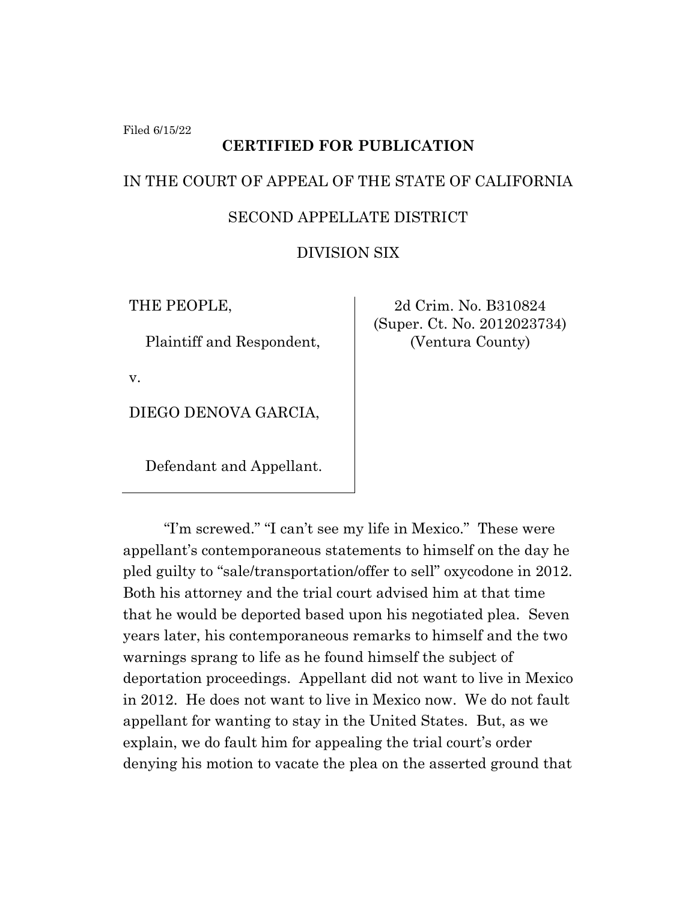Filed 6/15/22

**CERTIFIED FOR PUBLICATION**

IN THE COURT OF APPEAL OF THE STATE OF CALIFORNIA

SECOND APPELLATE DISTRICT

DIVISION SIX

| | |
|---|---|
| THE PEOPLE,<br><br>Plaintiff and Respondent,<br><br>v.<br><br>DIEGO DENOVA GARCIA,<br><br>Defendant and Appellant. | 2d Crim. No. B310824<br>(Super. Ct. No. 2012023734)<br>(Ventura County) |

"I'm screwed." "I can't see my life in Mexico." These were appellant's contemporaneous statements to himself on the day he pled guilty to "sale/transportation/offer to sell" oxycodone in 2012. Both his attorney and the trial court advised him at that time that he would be deported based upon his negotiated plea. Seven years later, his contemporaneous remarks to himself and the two warnings sprang to life as he found himself the subject of deportation proceedings. Appellant did not want to live in Mexico in 2012. He does not want to live in Mexico now. We do not fault appellant for wanting to stay in the United States. But, as we explain, we do fault him for appealing the trial court's order denying his motion to vacate the plea on the asserted ground that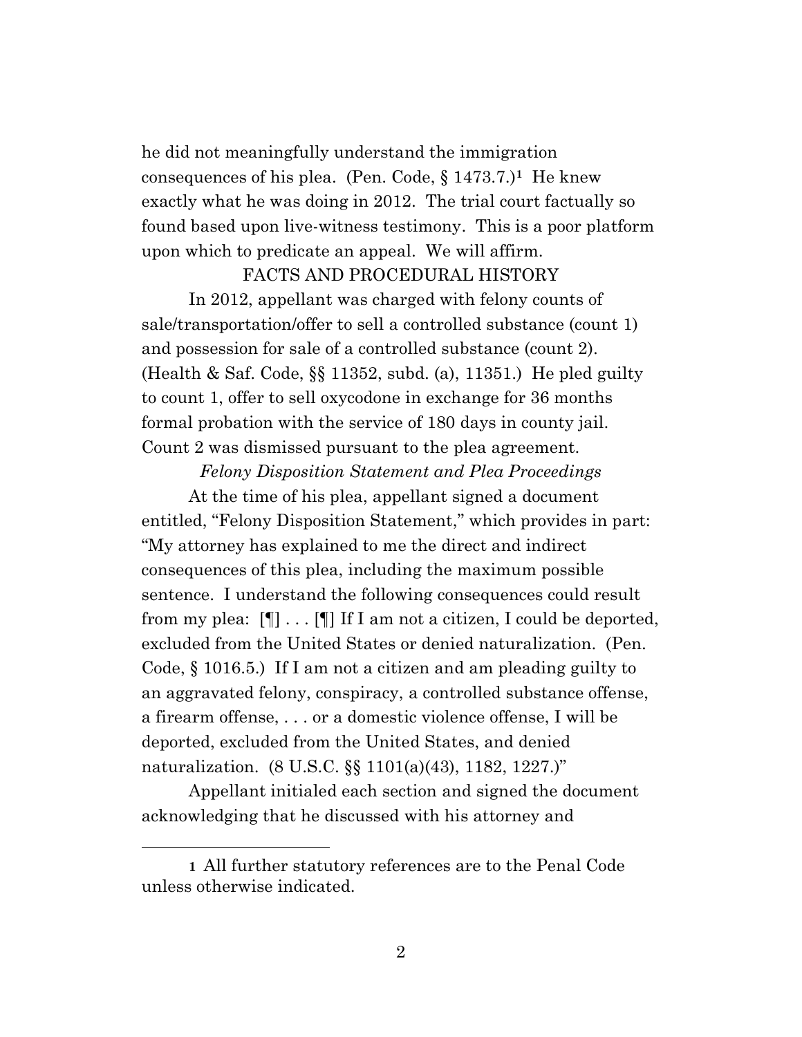he did not meaningfully understand the immigration consequences of his plea. (Pen. Code, § 1473.7.)[1] He knew exactly what he was doing in 2012. The trial court factually so found based upon live-witness testimony. This is a poor platform upon which to predicate an appeal. We will affirm.

## FACTS AND PROCEDURAL HISTORY

In 2012, appellant was charged with felony counts of sale/transportation/offer to sell a controlled substance (count 1) and possession for sale of a controlled substance (count 2). (Health & Saf. Code, §§ 11352, subd. (a), 11351.) He pled guilty to count 1, offer to sell oxycodone in exchange for 36 months formal probation with the service of 180 days in county jail. Count 2 was dismissed pursuant to the plea agreement.

### *Felony Disposition Statement and Plea Proceedings*

At the time of his plea, appellant signed a document entitled, "Felony Disposition Statement," which provides in part: "My attorney has explained to me the direct and indirect consequences of this plea, including the maximum possible sentence. I understand the following consequences could result from my plea: [¶] . . . [¶] If I am not a citizen, I could be deported, excluded from the United States or denied naturalization. (Pen. Code, § 1016.5.) If I am not a citizen and am pleading guilty to an aggravated felony, conspiracy, a controlled substance offense, a firearm offense, . . . or a domestic violence offense, I will be deported, excluded from the United States, and denied naturalization. (8 U.S.C. §§ 1101(a)(43), 1182, 1227.)"

Appellant initialed each section and signed the document acknowledging that he discussed with his attorney and

[1] All further statutory references are to the Penal Code unless otherwise indicated.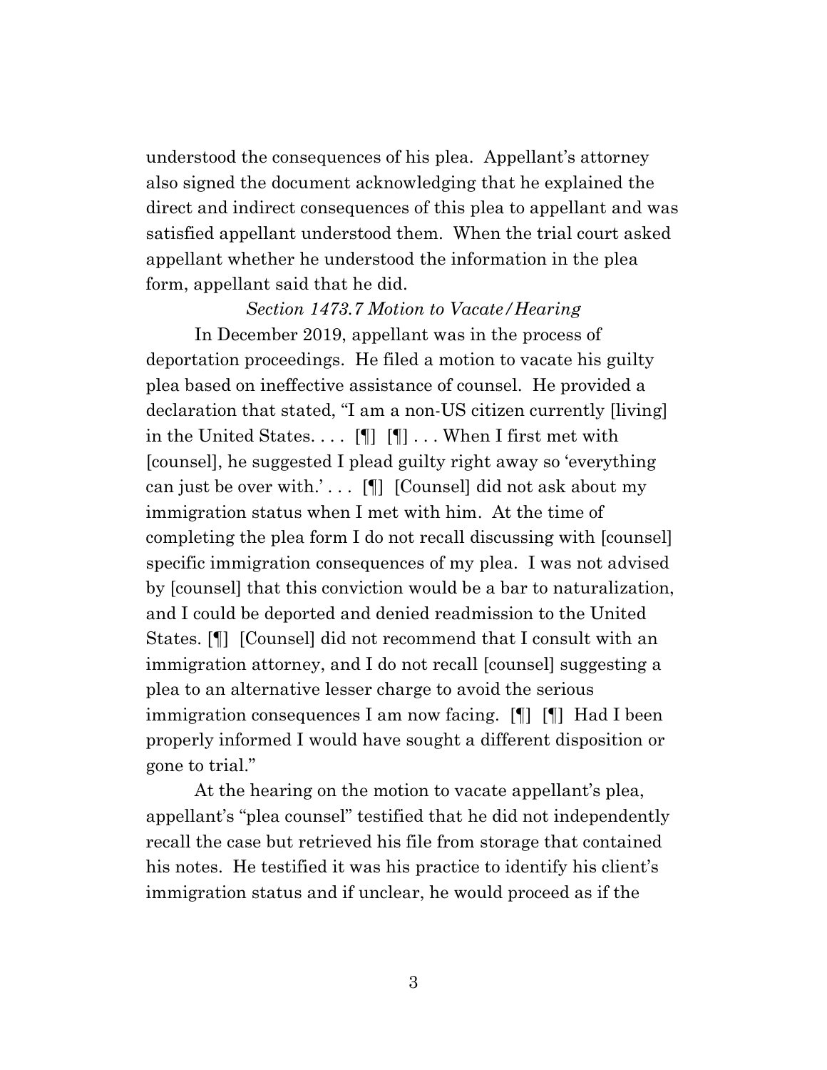understood the consequences of his plea. Appellant's attorney also signed the document acknowledging that he explained the direct and indirect consequences of this plea to appellant and was satisfied appellant understood them. When the trial court asked appellant whether he understood the information in the plea form, appellant said that he did.

*Section 1473.7 Motion to Vacate/Hearing*

In December 2019, appellant was in the process of deportation proceedings. He filed a motion to vacate his guilty plea based on ineffective assistance of counsel. He provided a declaration that stated, "I am a non-US citizen currently [living] in the United States. . . . [¶] [¶] . . . When I first met with [counsel], he suggested I plead guilty right away so 'everything can just be over with.' . . . [¶] [Counsel] did not ask about my immigration status when I met with him. At the time of completing the plea form I do not recall discussing with [counsel] specific immigration consequences of my plea. I was not advised by [counsel] that this conviction would be a bar to naturalization, and I could be deported and denied readmission to the United States. [¶] [Counsel] did not recommend that I consult with an immigration attorney, and I do not recall [counsel] suggesting a plea to an alternative lesser charge to avoid the serious immigration consequences I am now facing. [¶] [¶] Had I been properly informed I would have sought a different disposition or gone to trial."

At the hearing on the motion to vacate appellant's plea, appellant's "plea counsel" testified that he did not independently recall the case but retrieved his file from storage that contained his notes. He testified it was his practice to identify his client's immigration status and if unclear, he would proceed as if the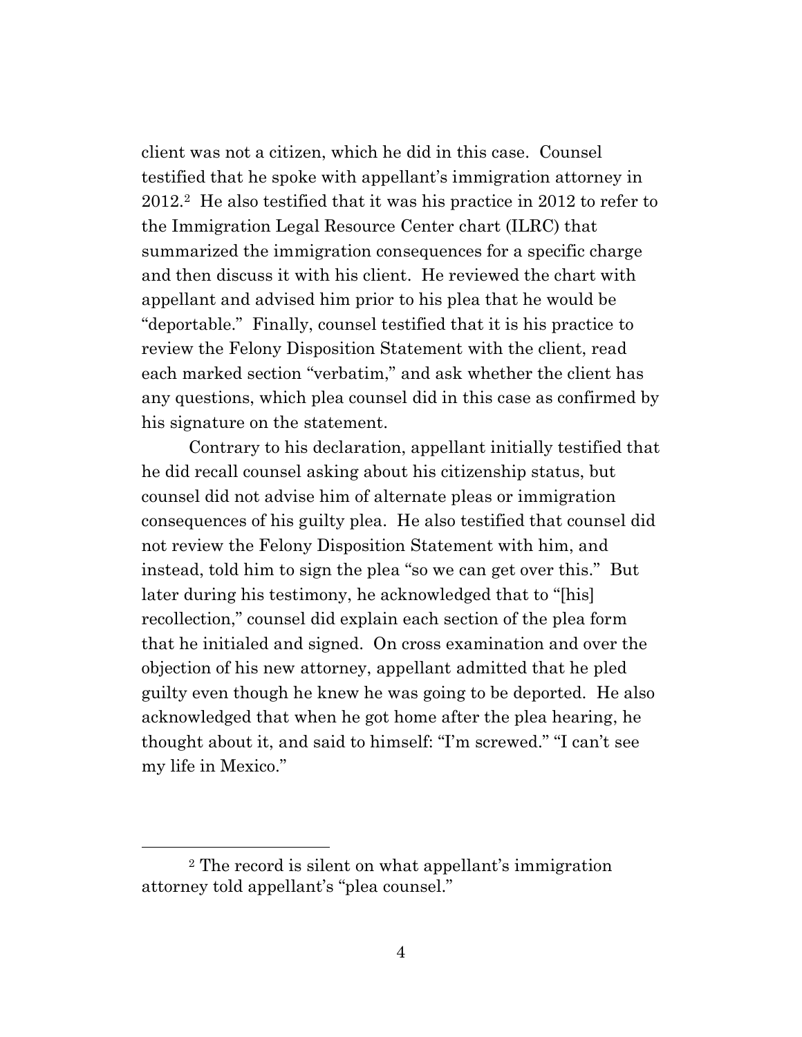client was not a citizen, which he did in this case. Counsel testified that he spoke with appellant's immigration attorney in 2012.[2] He also testified that it was his practice in 2012 to refer to the Immigration Legal Resource Center chart (ILRC) that summarized the immigration consequences for a specific charge and then discuss it with his client. He reviewed the chart with appellant and advised him prior to his plea that he would be "deportable." Finally, counsel testified that it is his practice to review the Felony Disposition Statement with the client, read each marked section "verbatim," and ask whether the client has any questions, which plea counsel did in this case as confirmed by his signature on the statement.

Contrary to his declaration, appellant initially testified that he did recall counsel asking about his citizenship status, but counsel did not advise him of alternate pleas or immigration consequences of his guilty plea. He also testified that counsel did not review the Felony Disposition Statement with him, and instead, told him to sign the plea "so we can get over this." But later during his testimony, he acknowledged that to "[his] recollection," counsel did explain each section of the plea form that he initialed and signed. On cross examination and over the objection of his new attorney, appellant admitted that he pled guilty even though he knew he was going to be deported. He also acknowledged that when he got home after the plea hearing, he thought about it, and said to himself: "I'm screwed." "I can't see my life in Mexico."

---

[2] The record is silent on what appellant's immigration attorney told appellant's "plea counsel."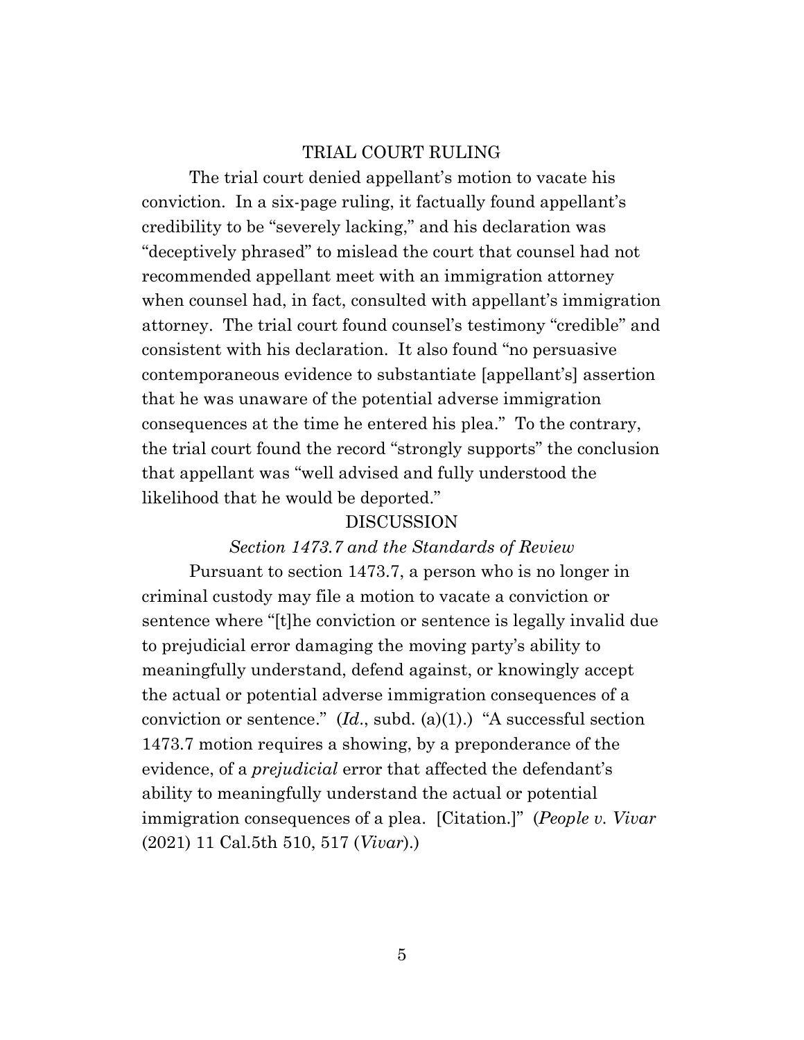## TRIAL COURT RULING

The trial court denied appellant's motion to vacate his conviction. In a six-page ruling, it factually found appellant's credibility to be "severely lacking," and his declaration was "deceptively phrased" to mislead the court that counsel had not recommended appellant meet with an immigration attorney when counsel had, in fact, consulted with appellant's immigration attorney. The trial court found counsel's testimony "credible" and consistent with his declaration. It also found "no persuasive contemporaneous evidence to substantiate [appellant's] assertion that he was unaware of the potential adverse immigration consequences at the time he entered his plea." To the contrary, the trial court found the record "strongly supports" the conclusion that appellant was "well advised and fully understood the likelihood that he would be deported."

## DISCUSSION

### *Section 1473.7 and the Standards of Review*

Pursuant to section 1473.7, a person who is no longer in criminal custody may file a motion to vacate a conviction or sentence where "[t]he conviction or sentence is legally invalid due to prejudicial error damaging the moving party's ability to meaningfully understand, defend against, or knowingly accept the actual or potential adverse immigration consequences of a conviction or sentence." (*Id*., subd. (a)(1).) "A successful section 1473.7 motion requires a showing, by a preponderance of the evidence, of a *prejudicial* error that affected the defendant's ability to meaningfully understand the actual or potential immigration consequences of a plea. [Citation.]" (*People v. Vivar* (2021) 11 Cal.5th 510, 517 (*Vivar*).)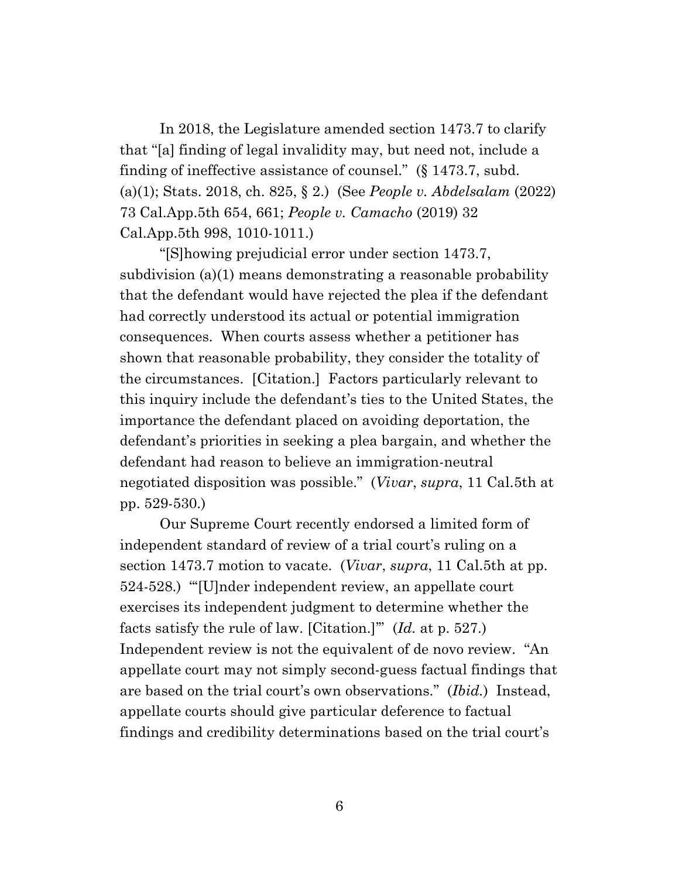In 2018, the Legislature amended section 1473.7 to clarify that "[a] finding of legal invalidity may, but need not, include a finding of ineffective assistance of counsel." (§ 1473.7, subd. (a)(1); Stats. 2018, ch. 825, § 2.) (See *People v. Abdelsalam* (2022) 73 Cal.App.5th 654, 661; *People v. Camacho* (2019) 32 Cal.App.5th 998, 1010-1011.)

"[S]howing prejudicial error under section 1473.7, subdivision (a)(1) means demonstrating a reasonable probability that the defendant would have rejected the plea if the defendant had correctly understood its actual or potential immigration consequences. When courts assess whether a petitioner has shown that reasonable probability, they consider the totality of the circumstances. [Citation.] Factors particularly relevant to this inquiry include the defendant's ties to the United States, the importance the defendant placed on avoiding deportation, the defendant's priorities in seeking a plea bargain, and whether the defendant had reason to believe an immigration-neutral negotiated disposition was possible." (*Vivar*, *supra*, 11 Cal.5th at pp. 529-530.)

Our Supreme Court recently endorsed a limited form of independent standard of review of a trial court's ruling on a section 1473.7 motion to vacate. (*Vivar*, *supra*, 11 Cal.5th at pp. 524-528.) "'[U]nder independent review, an appellate court exercises its independent judgment to determine whether the facts satisfy the rule of law. [Citation.]'" (*Id.* at p. 527.) Independent review is not the equivalent of de novo review. "An appellate court may not simply second-guess factual findings that are based on the trial court's own observations." (*Ibid.*) Instead, appellate courts should give particular deference to factual findings and credibility determinations based on the trial court's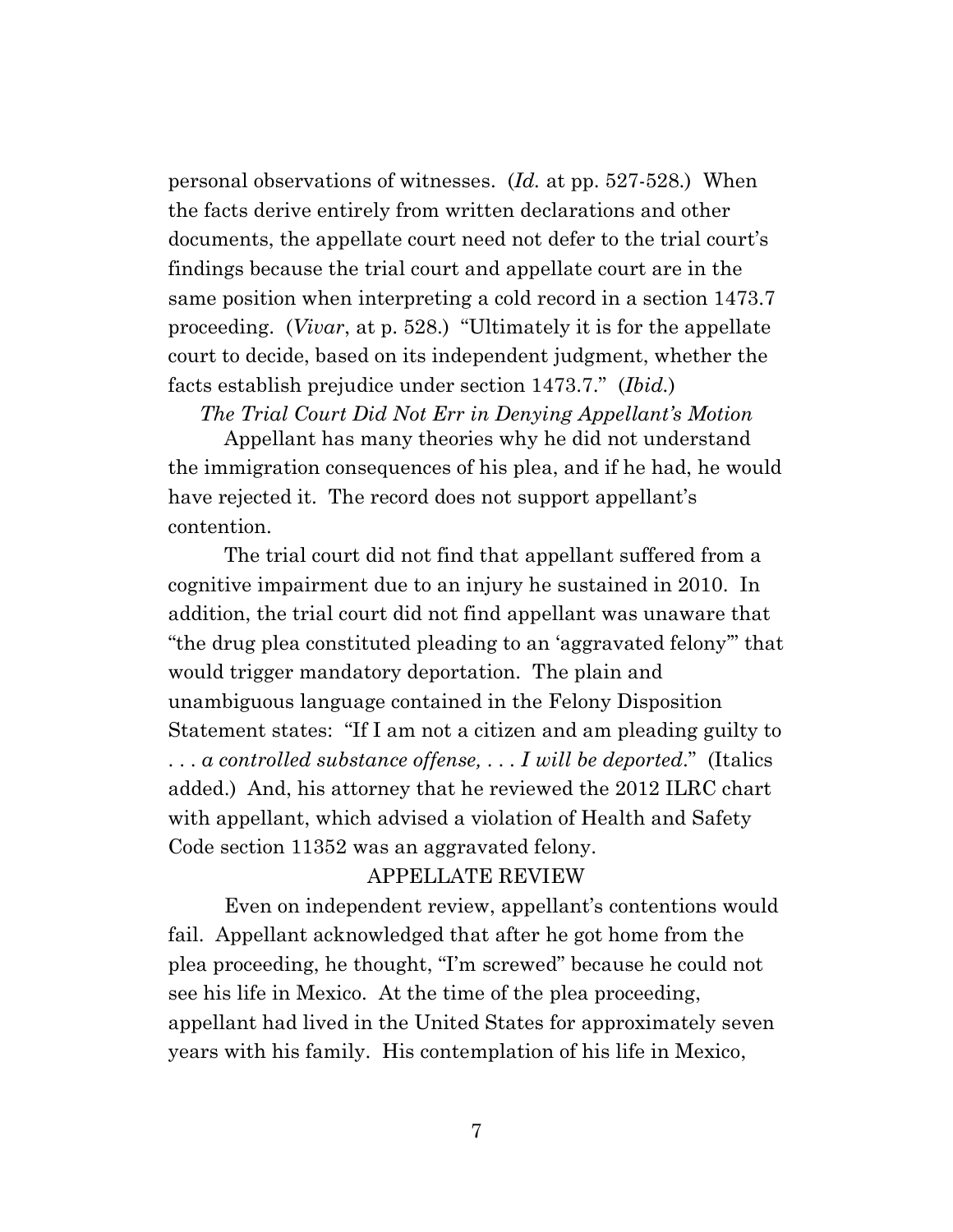personal observations of witnesses. (*Id.* at pp. 527-528.) When the facts derive entirely from written declarations and other documents, the appellate court need not defer to the trial court's findings because the trial court and appellate court are in the same position when interpreting a cold record in a section 1473.7 proceeding. (*Vivar*, at p. 528.) "Ultimately it is for the appellate court to decide, based on its independent judgment, whether the facts establish prejudice under section 1473.7." (*Ibid.*)

*The Trial Court Did Not Err in Denying Appellant's Motion*

Appellant has many theories why he did not understand the immigration consequences of his plea, and if he had, he would have rejected it. The record does not support appellant's contention.

The trial court did not find that appellant suffered from a cognitive impairment due to an injury he sustained in 2010. In addition, the trial court did not find appellant was unaware that "the drug plea constituted pleading to an 'aggravated felony'" that would trigger mandatory deportation. The plain and unambiguous language contained in the Felony Disposition Statement states: "If I am not a citizen and am pleading guilty to . . . *a controlled substance offense, . . . I will be deported*." (Italics added.) And, his attorney that he reviewed the 2012 ILRC chart with appellant, which advised a violation of Health and Safety Code section 11352 was an aggravated felony.

APPELLATE REVIEW

Even on independent review, appellant's contentions would fail. Appellant acknowledged that after he got home from the plea proceeding, he thought, "I'm screwed" because he could not see his life in Mexico. At the time of the plea proceeding, appellant had lived in the United States for approximately seven years with his family. His contemplation of his life in Mexico,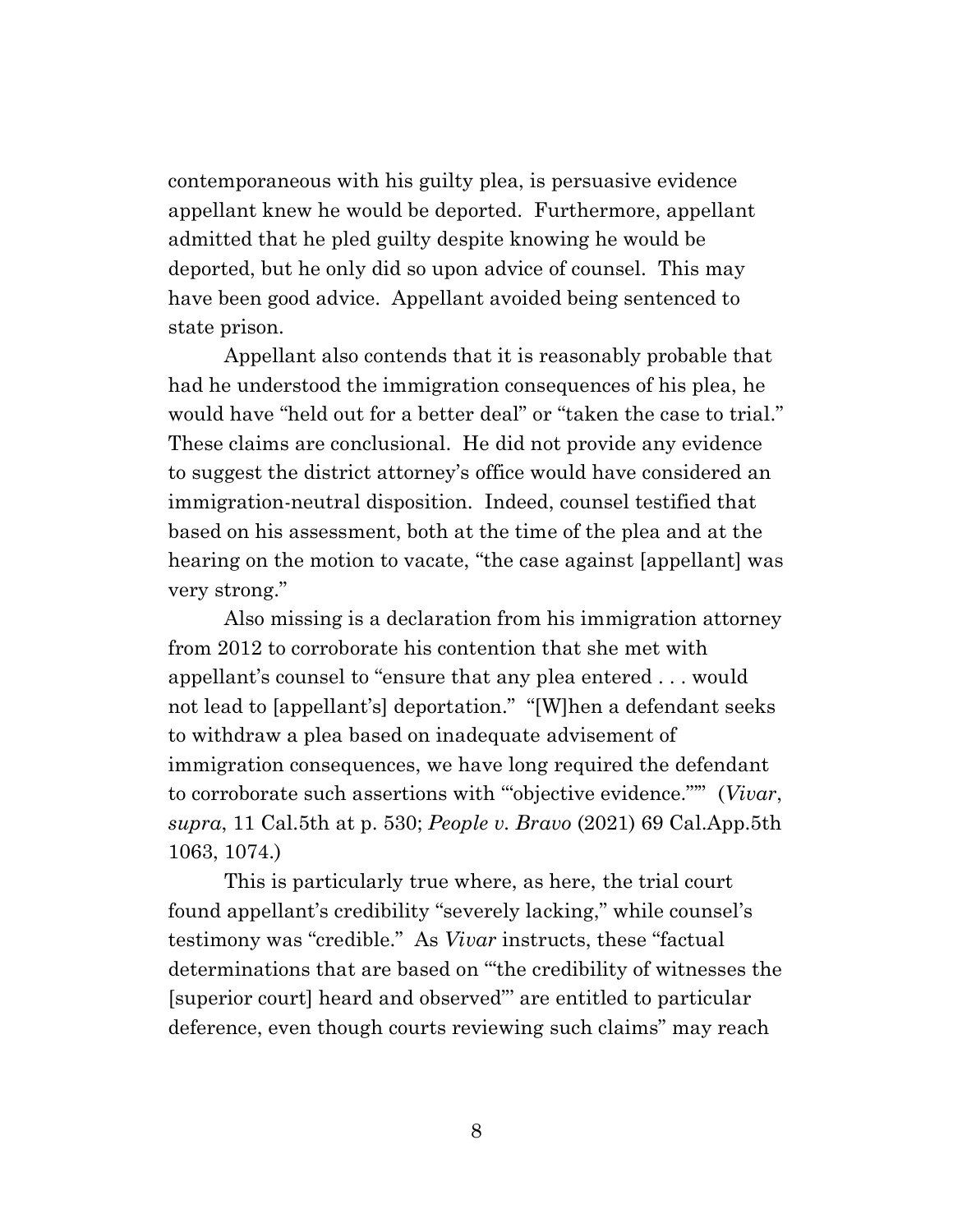contemporaneous with his guilty plea, is persuasive evidence appellant knew he would be deported. Furthermore, appellant admitted that he pled guilty despite knowing he would be deported, but he only did so upon advice of counsel. This may have been good advice. Appellant avoided being sentenced to state prison.

Appellant also contends that it is reasonably probable that had he understood the immigration consequences of his plea, he would have "held out for a better deal" or "taken the case to trial." These claims are conclusional. He did not provide any evidence to suggest the district attorney's office would have considered an immigration-neutral disposition. Indeed, counsel testified that based on his assessment, both at the time of the plea and at the hearing on the motion to vacate, "the case against [appellant] was very strong."

Also missing is a declaration from his immigration attorney from 2012 to corroborate his contention that she met with appellant's counsel to "ensure that any plea entered . . . would not lead to [appellant's] deportation." "[W]hen a defendant seeks to withdraw a plea based on inadequate advisement of immigration consequences, we have long required the defendant to corroborate such assertions with '"objective evidence."'" (*Vivar*, *supra*, 11 Cal.5th at p. 530; *People v. Bravo* (2021) 69 Cal.App.5th 1063, 1074.)

This is particularly true where, as here, the trial court found appellant's credibility "severely lacking," while counsel's testimony was "credible." As *Vivar* instructs, these "factual determinations that are based on '"the credibility of witnesses the [superior court] heard and observed"' are entitled to particular deference, even though courts reviewing such claims" may reach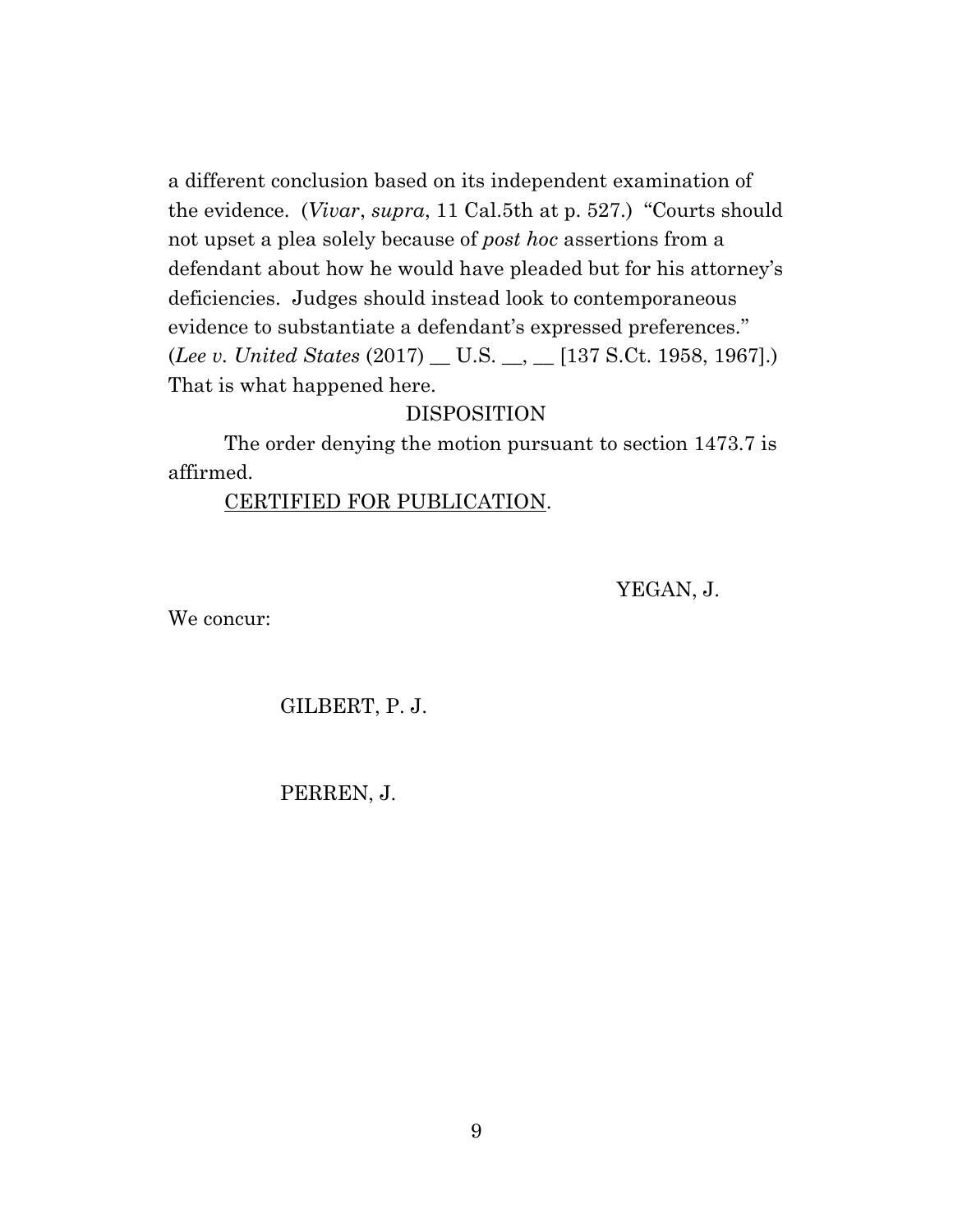a different conclusion based on its independent examination of the evidence. (*Vivar*, *supra*, 11 Cal.5th at p. 527.) "Courts should not upset a plea solely because of *post hoc* assertions from a defendant about how he would have pleaded but for his attorney's deficiencies. Judges should instead look to contemporaneous evidence to substantiate a defendant's expressed preferences." (*Lee v. United States* (2017) __ U.S. __, __ [137 S.Ct. 1958, 1967].) That is what happened here.

DISPOSITION

The order denying the motion pursuant to section 1473.7 is affirmed.

<u>CERTIFIED FOR PUBLICATION</u>.

YEGAN, J.

We concur:

GILBERT, P. J.

PERREN, J.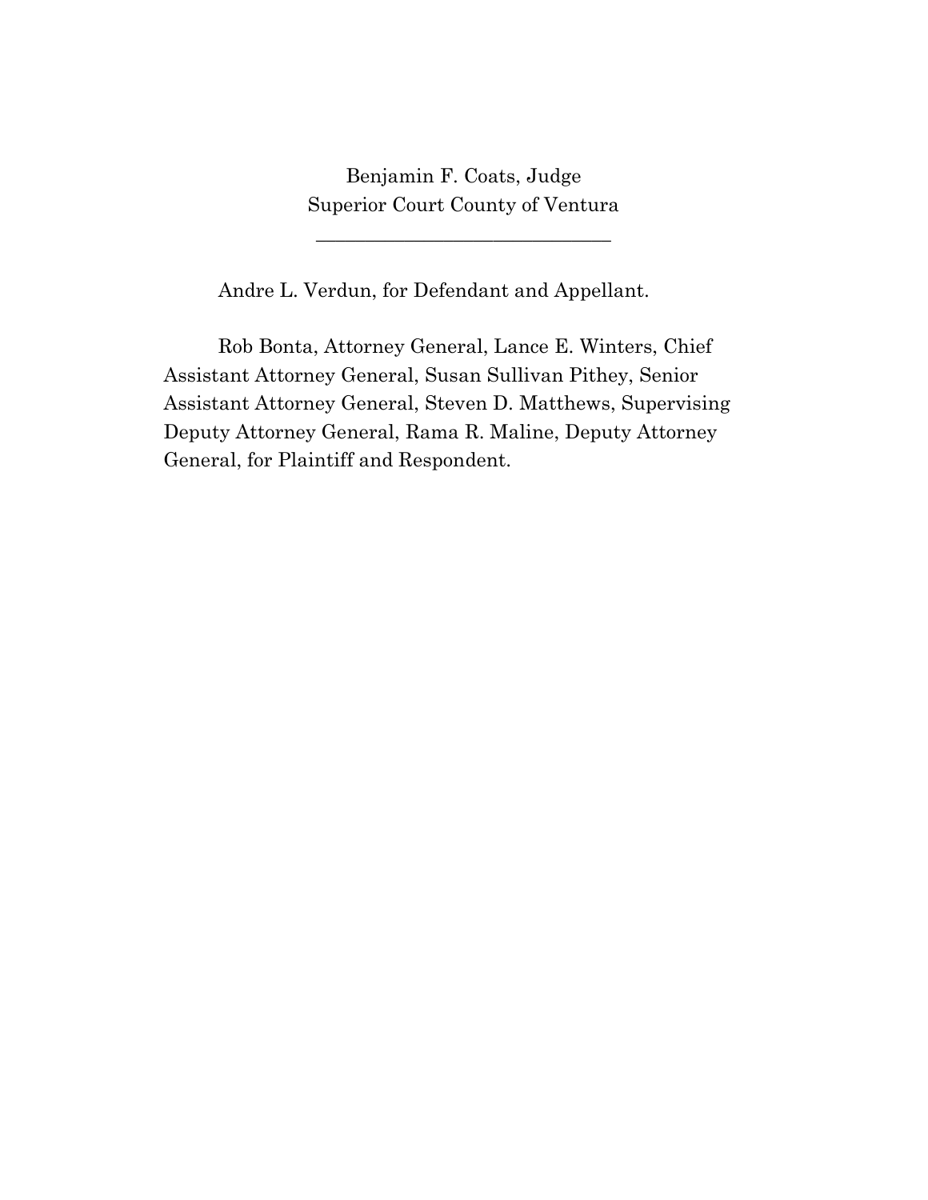Benjamin F. Coats, Judge
Superior Court County of Ventura

______________________________

Andre L. Verdun, for Defendant and Appellant.

Rob Bonta, Attorney General, Lance E. Winters, Chief Assistant Attorney General, Susan Sullivan Pithey, Senior Assistant Attorney General, Steven D. Matthews, Supervising Deputy Attorney General, Rama R. Maline, Deputy Attorney General, for Plaintiff and Respondent.